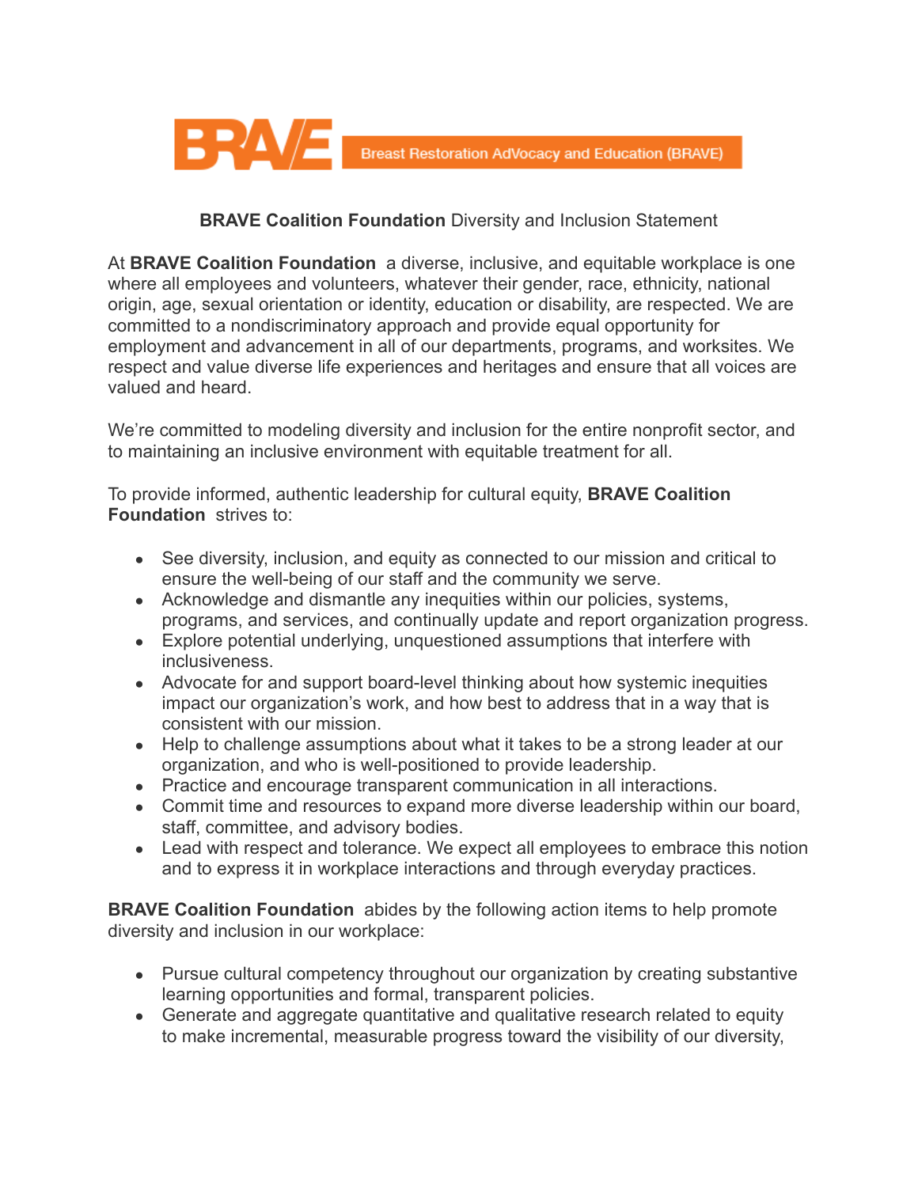BRAVE — Breast Restoration AdVocacy and Education (BRAVE)

**BRAVE Coalition Foundation** Diversity and Inclusion Statement

At **BRAVE Coalition Foundation** a diverse, inclusive, and equitable workplace is one where all employees and volunteers, whatever their gender, race, ethnicity, national origin, age, sexual orientation or identity, education or disability, are respected. We are committed to a nondiscriminatory approach and provide equal opportunity for employment and advancement in all of our departments, programs, and worksites. We respect and value diverse life experiences and heritages and ensure that all voices are valued and heard.

We're committed to modeling diversity and inclusion for the entire nonprofit sector, and to maintaining an inclusive environment with equitable treatment for all.

To provide informed, authentic leadership for cultural equity, **BRAVE Coalition Foundation** strives to:

- See diversity, inclusion, and equity as connected to our mission and critical to ensure the well-being of our staff and the community we serve.
- Acknowledge and dismantle any inequities within our policies, systems, programs, and services, and continually update and report organization progress.
- Explore potential underlying, unquestioned assumptions that interfere with inclusiveness.
- Advocate for and support board-level thinking about how systemic inequities impact our organization's work, and how best to address that in a way that is consistent with our mission.
- Help to challenge assumptions about what it takes to be a strong leader at our organization, and who is well-positioned to provide leadership.
- Practice and encourage transparent communication in all interactions.
- Commit time and resources to expand more diverse leadership within our board, staff, committee, and advisory bodies.
- Lead with respect and tolerance. We expect all employees to embrace this notion and to express it in workplace interactions and through everyday practices.

**BRAVE Coalition Foundation** abides by the following action items to help promote diversity and inclusion in our workplace:

- Pursue cultural competency throughout our organization by creating substantive learning opportunities and formal, transparent policies.
- Generate and aggregate quantitative and qualitative research related to equity to make incremental, measurable progress toward the visibility of our diversity,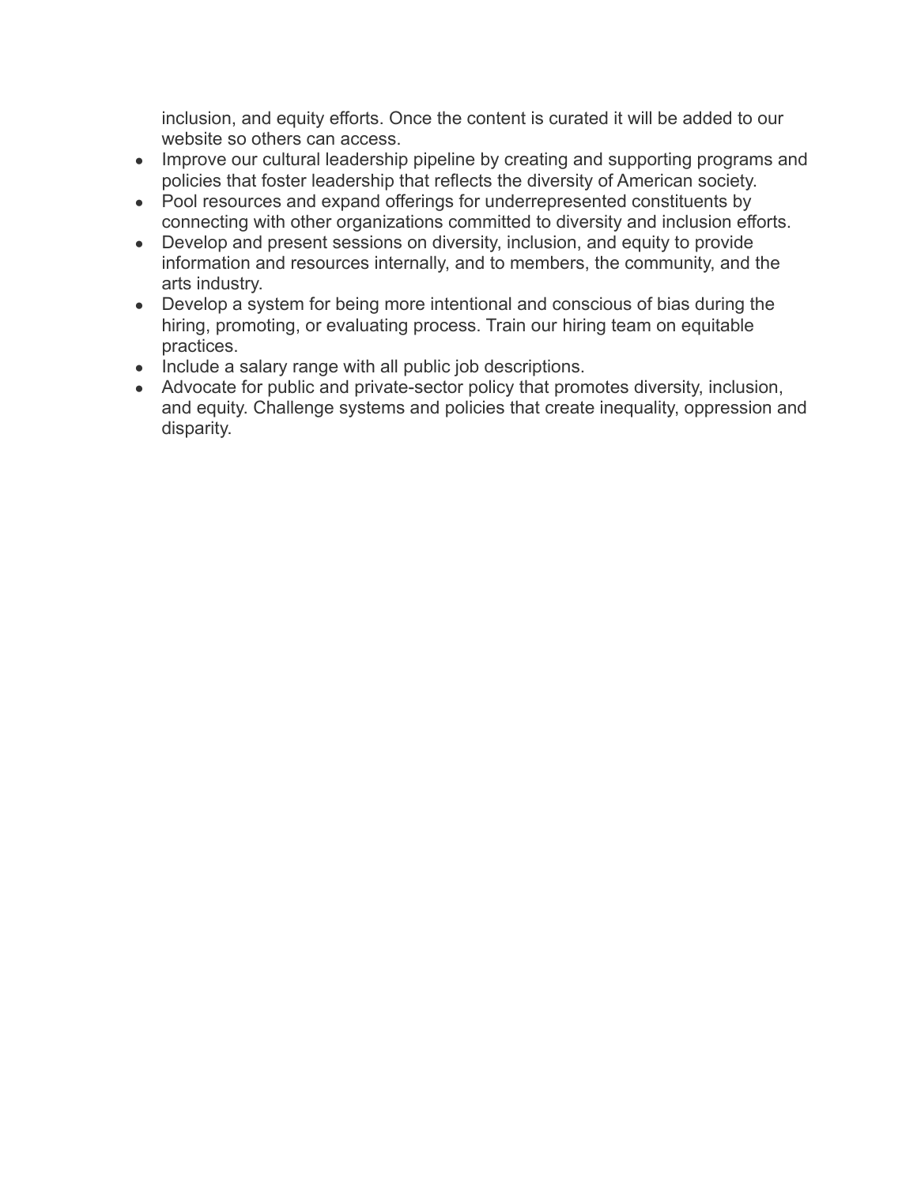inclusion, and equity efforts. Once the content is curated it will be added to our website so others can access.

- Improve our cultural leadership pipeline by creating and supporting programs and policies that foster leadership that reflects the diversity of American society.
- Pool resources and expand offerings for underrepresented constituents by connecting with other organizations committed to diversity and inclusion efforts.
- Develop and present sessions on diversity, inclusion, and equity to provide information and resources internally, and to members, the community, and the arts industry.
- Develop a system for being more intentional and conscious of bias during the hiring, promoting, or evaluating process. Train our hiring team on equitable practices.
- Include a salary range with all public job descriptions.
- Advocate for public and private-sector policy that promotes diversity, inclusion, and equity. Challenge systems and policies that create inequality, oppression and disparity.